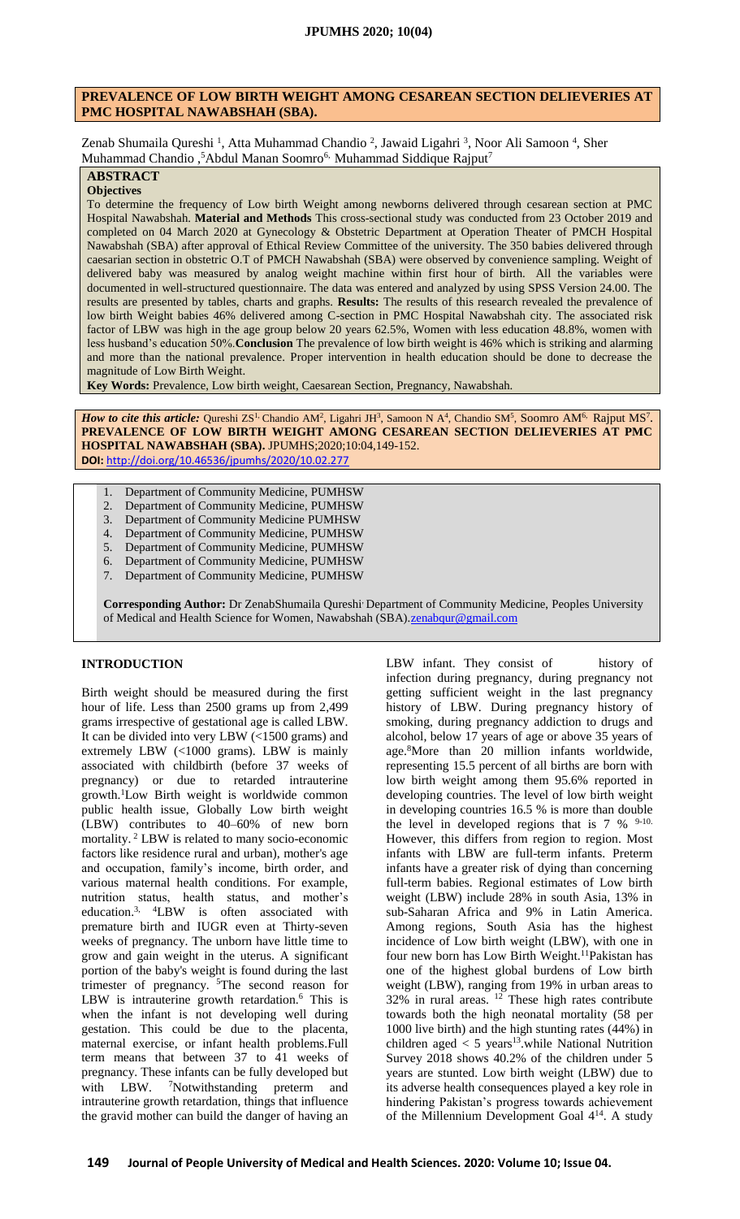# PREVALENCE OF LOW BIRTH WEIGHT AMONG CESAREAN SECTION DELIEVERIES AT PMC HOSPITAL NAWABSHAH (SBA).

Zenab Shumaila Qureshi [1], Atta Muhammad Chandio [2], Jawaid Ligahri [3], Noor Ali Samoon [4], Sher Muhammad Chandio [5], Abdul Manan Soomro [6], Muhammad Siddique Rajput [7]

## ABSTRACT

**Objectives**

To determine the frequency of Low birth Weight among newborns delivered through cesarean section at PMC Hospital Nawabshah. **Material and Methods** This cross-sectional study was conducted from 23 October 2019 and completed on 04 March 2020 at Gynecology & Obstetric Department at Operation Theater of PMCH Hospital Nawabshah (SBA) after approval of Ethical Review Committee of the university. The 350 babies delivered through caesarian section in obstetric O.T of PMCH Nawabshah (SBA) were observed by convenience sampling. Weight of delivered baby was measured by analog weight machine within first hour of birth. All the variables were documented in well-structured questionnaire. The data was entered and analyzed by using SPSS Version 24.00. The results are presented by tables, charts and graphs. **Results:** The results of this research revealed the prevalence of low birth Weight babies 46% delivered among C-section in PMC Hospital Nawabshah city. The associated risk factor of LBW was high in the age group below 20 years 62.5%, Women with less education 48.8%, women with less husband's education 50%. **Conclusion** The prevalence of low birth weight is 46% which is striking and alarming and more than the national prevalence. Proper intervention in health education should be done to decrease the magnitude of Low Birth Weight.

**Key Words:** Prevalence, Low birth weight, Caesarean Section, Pregnancy, Nawabshah.

***How to cite this article:*** Qureshi ZS[1], Chandio AM[2], Ligahri JH[3], Samoon N A[4], Chandio SM[5], Soomro AM[6], Rajput MS[7]. **PREVALENCE OF LOW BIRTH WEIGHT AMONG CESAREAN SECTION DELIEVERIES AT PMC HOSPITAL NAWABSHAH (SBA).** JPUMHS;2020;10:04,149-152.
**DOI:** http://doi.org/10.46536/jpumhs/2020/10.02.277

1. Department of Community Medicine, PUMHSW
2. Department of Community Medicine, PUMHSW
3. Department of Community Medicine PUMHSW
4. Department of Community Medicine, PUMHSW
5. Department of Community Medicine, PUMHSW
6. Department of Community Medicine, PUMHSW
7. Department of Community Medicine, PUMHSW

**Corresponding Author:** Dr ZenabShumaila Qureshi, Department of Community Medicine, Peoples University of Medical and Health Science for Women, Nawabshah (SBA).zenabqur@gmail.com

## INTRODUCTION

Birth weight should be measured during the first hour of life. Less than 2500 grams up from 2,499 grams irrespective of gestational age is called LBW. It can be divided into very LBW (<1500 grams) and extremely LBW (<1000 grams). LBW is mainly associated with childbirth (before 37 weeks of pregnancy) or due to retarded intrauterine growth.[1] Low Birth weight is worldwide common public health issue, Globally Low birth weight (LBW) contributes to 40–60% of new born mortality.[2] LBW is related to many socio-economic factors like residence rural and urban), mother's age and occupation, family's income, birth order, and various maternal health conditions. For example, nutrition status, health status, and mother's education.[3,4] LBW is often associated with premature birth and IUGR even at Thirty-seven weeks of pregnancy. The unborn have little time to grow and gain weight in the uterus. A significant portion of the baby's weight is found during the last trimester of pregnancy.[5] The second reason for LBW is intrauterine growth retardation.[6] This is when the infant is not developing well during gestation. This could be due to the placenta, maternal exercise, or infant health problems. Full term means that between 37 to 41 weeks of pregnancy. These infants can be fully developed but with LBW.[7] Notwithstanding preterm and intrauterine growth retardation, things that influence the gravid mother can build the danger of having an LBW infant. They consist of history of infection during pregnancy, during pregnancy not getting sufficient weight in the last pregnancy history of LBW. During pregnancy history of smoking, during pregnancy addiction to drugs and alcohol, below 17 years of age or above 35 years of age.[8] More than 20 million infants worldwide, representing 15.5 percent of all births are born with low birth weight among them 95.6% reported in developing countries. The level of low birth weight in developing countries 16.5 % is more than double the level in developed regions that is 7 %[9-10]. However, this differs from region to region. Most infants with LBW are full-term infants. Preterm infants have a greater risk of dying than concerning full-term babies. Regional estimates of Low birth weight (LBW) include 28% in south Asia, 13% in sub-Saharan Africa and 9% in Latin America. Among regions, South Asia has the highest incidence of Low birth weight (LBW), with one in four new born has Low Birth Weight.[11] Pakistan has one of the highest global burdens of Low birth weight (LBW), ranging from 19% in urban areas to 32% in rural areas.[12] These high rates contribute towards both the high neonatal mortality (58 per 1000 live birth) and the high stunting rates (44%) in children aged < 5 years[13]. while National Nutrition Survey 2018 shows 40.2% of the children under 5 years are stunted. Low birth weight (LBW) due to its adverse health consequences played a key role in hindering Pakistan's progress towards achievement of the Millennium Development Goal 4[14]. A study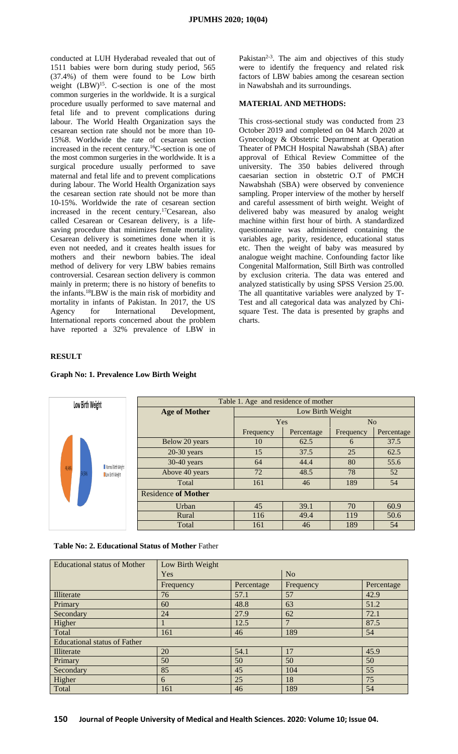conducted at LUH Hyderabad revealed that out of 1511 babies were born during study period, 565 (37.4%) of them were found to be Low birth weight (LBW)[15]. C-section is one of the most common surgeries in the worldwide. It is a surgical procedure usually performed to save maternal and fetal life and to prevent complications during labour. The World Health Organization says the cesarean section rate should not be more than 10-15%8. Worldwide the rate of cesarean section increased in the recent century.[16]C-section is one of the most common surgeries in the worldwide. It is a surgical procedure usually performed to save maternal and fetal life and to prevent complications during labour. The World Health Organization says the cesarean section rate should not be more than 10-15%. Worldwide the rate of cesarean section increased in the recent century.[17]Cesarean, also called Cesarean or Cesarean delivery, is a life-saving procedure that minimizes female mortality. Cesarean delivery is sometimes done when it is even not needed, and it creates health issues for mothers and their newborn babies. The ideal method of delivery for very LBW babies remains controversial. Cesarean section delivery is common mainly in preterm; there is no history of benefits to the infants.[18]LBW is the main risk of morbidity and mortality in infants of Pakistan. In 2017, the US Agency for International Development, International reports concerned about the problem have reported a 32% prevalence of LBW in Pakistan[2-3]. The aim and objectives of this study were to identify the frequency and related risk factors of LBW babies among the cesarean section in Nawabshah and its surroundings.

## MATERIAL AND METHODS:

This cross-sectional study was conducted from 23 October 2019 and completed on 04 March 2020 at Gynecology & Obstetric Department at Operation Theater of PMCH Hospital Nawabshah (SBA) after approval of Ethical Review Committee of the university. The 350 babies delivered through caesarian section in obstetric O.T of PMCH Nawabshah (SBA) were observed by convenience sampling. Proper interview of the mother by herself and careful assessment of birth weight. Weight of delivered baby was measured by analog weight machine within first hour of birth. A standardized questionnaire was administered containing the variables age, parity, residence, educational status etc. Then the weight of baby was measured by analogue weight machine. Confounding factor like Congenital Malformation, Still Birth was controlled by exclusion criteria. The data was entered and analyzed statistically by using SPSS Version 25.00. The all quantitative variables were analyzed by T-Test and all categorical data was analyzed by Chi-square Test. The data is presented by graphs and charts.

## RESULT

**Graph No: 1. Prevalence Low Birth Weight**

Low Birth Weight

46.46% | 53.54%

Normal Birth Weight
Low Birth Weight

Table 1. Age and residence of mother

| Age of Mother | Low Birth Weight | | | |
|---|---|---|---|---|
| | Yes | | No | |
| | Frequency | Percentage | Frequency | Percentage |
| Below 20 years | 10 | 62.5 | 6 | 37.5 |
| 20-30 years | 15 | 37.5 | 25 | 62.5 |
| 30-40 years | 64 | 44.4 | 80 | 55.6 |
| Above 40 years | 72 | 48.5 | 78 | 52 |
| Total | 161 | 46 | 189 | 54 |
| **Residence of Mother** | | | | |
| Urban | 45 | 39.1 | 70 | 60.9 |
| Rural | 116 | 49.4 | 119 | 50.6 |
| Total | 161 | 46 | 189 | 54 |

**Table No: 2. Educational Status of Mother** Father

| Educational status of Mother | Low Birth Weight | | | |
|---|---|---|---|---|
| | Yes | | No | |
| | Frequency | Percentage | Frequency | Percentage |
| Illiterate | 76 | 57.1 | 57 | 42.9 |
| Primary | 60 | 48.8 | 63 | 51.2 |
| Secondary | 24 | 27.9 | 62 | 72.1 |
| Higher | 1 | 12.5 | 7 | 87.5 |
| Total | 161 | 46 | 189 | 54 |
| Educational status of Father | | | | |
| Illiterate | 20 | 54.1 | 17 | 45.9 |
| Primary | 50 | 50 | 50 | 50 |
| Secondary | 85 | 45 | 104 | 55 |
| Higher | 6 | 25 | 18 | 75 |
| Total | 161 | 46 | 189 | 54 |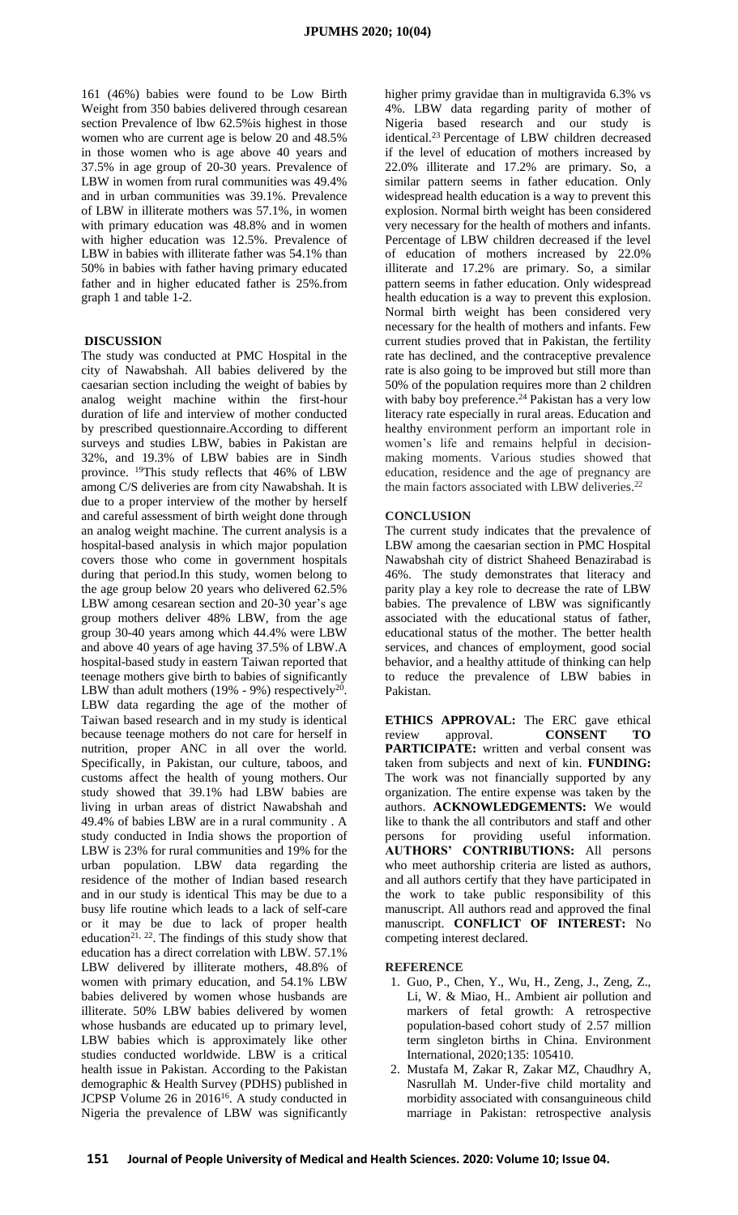161 (46%) babies were found to be Low Birth Weight from 350 babies delivered through cesarean section Prevalence of lbw 62.5%is highest in those women who are current age is below 20 and 48.5% in those women who is age above 40 years and 37.5% in age group of 20-30 years. Prevalence of LBW in women from rural communities was 49.4% and in urban communities was 39.1%. Prevalence of LBW in illiterate mothers was 57.1%, in women with primary education was 48.8% and in women with higher education was 12.5%. Prevalence of LBW in babies with illiterate father was 54.1% than 50% in babies with father having primary educated father and in higher educated father is 25%.from graph 1 and table 1-2.

## DISCUSSION

The study was conducted at PMC Hospital in the city of Nawabshah. All babies delivered by the caesarian section including the weight of babies by analog weight machine within the first-hour duration of life and interview of mother conducted by prescribed questionnaire.According to different surveys and studies LBW, babies in Pakistan are 32%, and 19.3% of LBW babies are in Sindh province. [19]This study reflects that 46% of LBW among C/S deliveries are from city Nawabshah. It is due to a proper interview of the mother by herself and careful assessment of birth weight done through an analog weight machine. The current analysis is a hospital-based analysis in which major population covers those who come in government hospitals during that period.In this study, women belong to the age group below 20 years who delivered 62.5% LBW among cesarean section and 20-30 year's age group mothers deliver 48% LBW, from the age group 30-40 years among which 44.4% were LBW and above 40 years of age having 37.5% of LBW.A hospital-based study in eastern Taiwan reported that teenage mothers give birth to babies of significantly LBW than adult mothers (19% - 9%) respectively[20]. LBW data regarding the age of the mother of Taiwan based research and in my study is identical because teenage mothers do not care for herself in nutrition, proper ANC in all over the world. Specifically, in Pakistan, our culture, taboos, and customs affect the health of young mothers. Our study showed that 39.1% had LBW babies are living in urban areas of district Nawabshah and 49.4% of babies LBW are in a rural community . A study conducted in India shows the proportion of LBW is 23% for rural communities and 19% for the urban population. LBW data regarding the residence of the mother of Indian based research and in our study is identical This may be due to a busy life routine which leads to a lack of self-care or it may be due to lack of proper health education[21, 22]. The findings of this study show that education has a direct correlation with LBW. 57.1% LBW delivered by illiterate mothers, 48.8% of women with primary education, and 54.1% LBW babies delivered by women whose husbands are illiterate. 50% LBW babies delivered by women whose husbands are educated up to primary level, LBW babies which is approximately like other studies conducted worldwide. LBW is a critical health issue in Pakistan. According to the Pakistan demographic & Health Survey (PDHS) published in JCPSP Volume 26 in 2016[16]. A study conducted in Nigeria the prevalence of LBW was significantly higher primy gravidae than in multigravida 6.3% vs 4%. LBW data regarding parity of mother of Nigeria based research and our study is identical.[23] Percentage of LBW children decreased if the level of education of mothers increased by 22.0% illiterate and 17.2% are primary. So, a similar pattern seems in father education. Only widespread health education is a way to prevent this explosion. Normal birth weight has been considered very necessary for the health of mothers and infants. Percentage of LBW children decreased if the level of education of mothers increased by 22.0% illiterate and 17.2% are primary. So, a similar pattern seems in father education. Only widespread health education is a way to prevent this explosion. Normal birth weight has been considered very necessary for the health of mothers and infants. Few current studies proved that in Pakistan, the fertility rate has declined, and the contraceptive prevalence rate is also going to be improved but still more than 50% of the population requires more than 2 children with baby boy preference.[24] Pakistan has a very low literacy rate especially in rural areas. Education and healthy environment perform an important role in women's life and remains helpful in decision-making moments. Various studies showed that education, residence and the age of pregnancy are the main factors associated with LBW deliveries.[22]

## CONCLUSION

The current study indicates that the prevalence of LBW among the caesarian section in PMC Hospital Nawabshah city of district Shaheed Benazirabad is 46%. The study demonstrates that literacy and parity play a key role to decrease the rate of LBW babies. The prevalence of LBW was significantly associated with the educational status of father, educational status of the mother. The better health services, and chances of employment, good social behavior, and a healthy attitude of thinking can help to reduce the prevalence of LBW babies in Pakistan.

**ETHICS APPROVAL:** The ERC gave ethical review approval. **CONSENT TO PARTICIPATE:** written and verbal consent was taken from subjects and next of kin. **FUNDING:** The work was not financially supported by any organization. The entire expense was taken by the authors. **ACKNOWLEDGEMENTS:** We would like to thank the all contributors and staff and other persons for providing useful information. **AUTHORS' CONTRIBUTIONS:** All persons who meet authorship criteria are listed as authors, and all authors certify that they have participated in the work to take public responsibility of this manuscript. All authors read and approved the final manuscript. **CONFLICT OF INTEREST:** No competing interest declared.

## REFERENCE

1. Guo, P., Chen, Y., Wu, H., Zeng, J., Zeng, Z., Li, W. & Miao, H.. Ambient air pollution and markers of fetal growth: A retrospective population-based cohort study of 2.57 million term singleton births in China. Environment International, 2020;135: 105410.
2. Mustafa M, Zakar R, Zakar MZ, Chaudhry A, Nasrullah M. Under-five child mortality and morbidity associated with consanguineous child marriage in Pakistan: retrospective analysis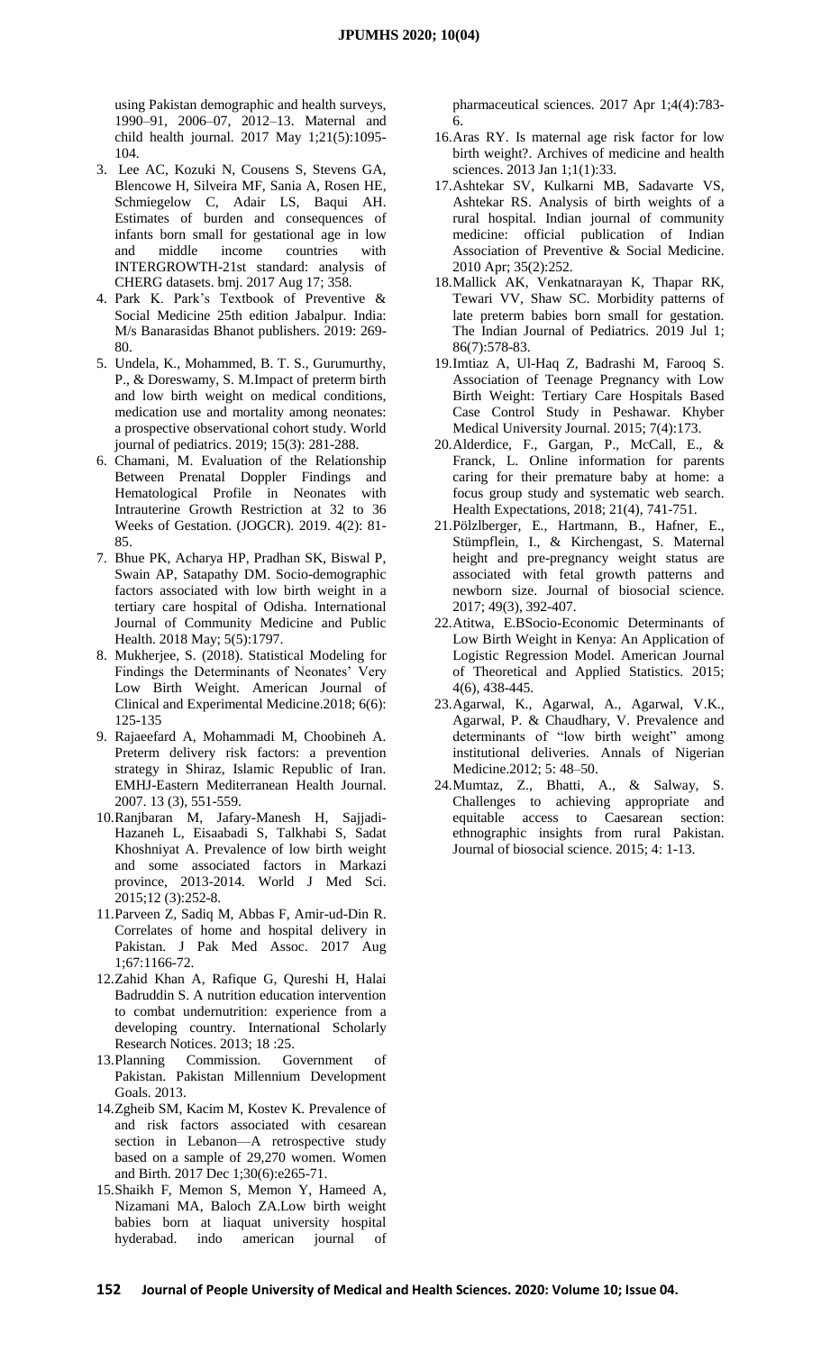using Pakistan demographic and health surveys, 1990–91, 2006–07, 2012–13. Maternal and child health journal. 2017 May 1;21(5):1095-104.

3. Lee AC, Kozuki N, Cousens S, Stevens GA, Blencowe H, Silveira MF, Sania A, Rosen HE, Schmiegelow C, Adair LS, Baqui AH. Estimates of burden and consequences of infants born small for gestational age in low and middle income countries with INTERGROWTH-21st standard: analysis of CHERG datasets. bmj. 2017 Aug 17; 358.
4. Park K. Park's Textbook of Preventive & Social Medicine 25th edition Jabalpur. India: M/s Banarasidas Bhanot publishers. 2019: 269-80.
5. Undela, K., Mohammed, B. T. S., Gurumurthy, P., & Doreswamy, S. M.Impact of preterm birth and low birth weight on medical conditions, medication use and mortality among neonates: a prospective observational cohort study. World journal of pediatrics. 2019; 15(3): 281-288.
6. Chamani, M. Evaluation of the Relationship Between Prenatal Doppler Findings and Hematological Profile in Neonates with Intrauterine Growth Restriction at 32 to 36 Weeks of Gestation. (JOGCR). 2019. 4(2): 81-85.
7. Bhue PK, Acharya HP, Pradhan SK, Biswal P, Swain AP, Satapathy DM. Socio-demographic factors associated with low birth weight in a tertiary care hospital of Odisha. International Journal of Community Medicine and Public Health. 2018 May; 5(5):1797.
8. Mukherjee, S. (2018). Statistical Modeling for Findings the Determinants of Neonates' Very Low Birth Weight. American Journal of Clinical and Experimental Medicine.2018; 6(6): 125-135
9. Rajaeefard A, Mohammadi M, Choobineh A. Preterm delivery risk factors: a prevention strategy in Shiraz, Islamic Republic of Iran. EMHJ-Eastern Mediterranean Health Journal. 2007. 13 (3), 551-559.
10. Ranjbaran M, Jafary-Manesh H, Sajjadi-Hazaneh L, Eisaabadi S, Talkhabi S, Sadat Khoshniyat A. Prevalence of low birth weight and some associated factors in Markazi province, 2013-2014. World J Med Sci. 2015;12 (3):252-8.
11. Parveen Z, Sadiq M, Abbas F, Amir-ud-Din R. Correlates of home and hospital delivery in Pakistan. J Pak Med Assoc. 2017 Aug 1;67:1166-72.
12. Zahid Khan A, Rafique G, Qureshi H, Halai Badruddin S. A nutrition education intervention to combat undernutrition: experience from a developing country. International Scholarly Research Notices. 2013; 18 :25.
13. Planning Commission. Government of Pakistan. Pakistan Millennium Development Goals. 2013.
14. Zgheib SM, Kacim M, Kostev K. Prevalence of and risk factors associated with cesarean section in Lebanon—A retrospective study based on a sample of 29,270 women. Women and Birth. 2017 Dec 1;30(6):e265-71.
15. Shaikh F, Memon S, Memon Y, Hameed A, Nizamani MA, Baloch ZA.Low birth weight babies born at liaquat university hospital hyderabad. indo american journal of pharmaceutical sciences. 2017 Apr 1;4(4):783-6.
16. Aras RY. Is maternal age risk factor for low birth weight?. Archives of medicine and health sciences. 2013 Jan 1;1(1):33.
17. Ashtekar SV, Kulkarni MB, Sadavarte VS, Ashtekar RS. Analysis of birth weights of a rural hospital. Indian journal of community medicine: official publication of Indian Association of Preventive & Social Medicine. 2010 Apr; 35(2):252.
18. Mallick AK, Venkatnarayan K, Thapar RK, Tewari VV, Shaw SC. Morbidity patterns of late preterm babies born small for gestation. The Indian Journal of Pediatrics. 2019 Jul 1; 86(7):578-83.
19. Imtiaz A, Ul-Haq Z, Badrashi M, Farooq S. Association of Teenage Pregnancy with Low Birth Weight: Tertiary Care Hospitals Based Case Control Study in Peshawar. Khyber Medical University Journal. 2015; 7(4):173.
20. Alderdice, F., Gargan, P., McCall, E., & Franck, L. Online information for parents caring for their premature baby at home: a focus group study and systematic web search. Health Expectations, 2018; 21(4), 741-751.
21. Pölzlberger, E., Hartmann, B., Hafner, E., Stümpflein, I., & Kirchengast, S. Maternal height and pre-pregnancy weight status are associated with fetal growth patterns and newborn size. Journal of biosocial science. 2017; 49(3), 392-407.
22. Atitwa, E.BSocio-Economic Determinants of Low Birth Weight in Kenya: An Application of Logistic Regression Model. American Journal of Theoretical and Applied Statistics. 2015; 4(6), 438-445.
23. Agarwal, K., Agarwal, A., Agarwal, V.K., Agarwal, P. & Chaudhary, V. Prevalence and determinants of "low birth weight" among institutional deliveries. Annals of Nigerian Medicine.2012; 5: 48–50.
24. Mumtaz, Z., Bhatti, A., & Salway, S. Challenges to achieving appropriate and equitable access to Caesarean section: ethnographic insights from rural Pakistan. Journal of biosocial science. 2015; 4: 1-13.